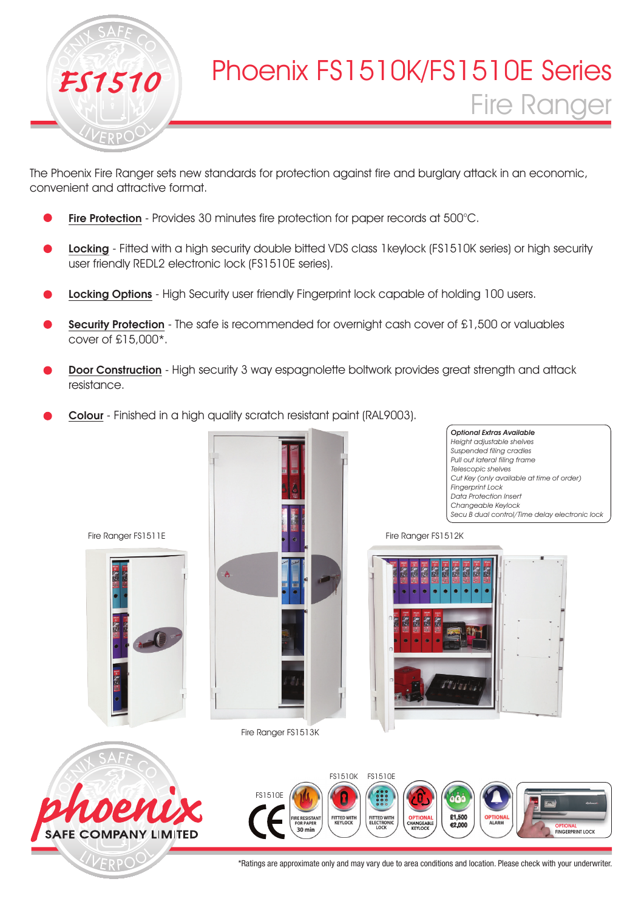# Phoenix FS1510K/FS1510E Series

## Fire Ranger

The Phoenix Fire Ranger sets new standards for protection against fire and burglary attack in an economic, convenient and attractive format.

- **Fire Protection** - Provides 30 minutes fire protection for paper records at 500°C.
- **Locking** - Fitted with a high security double bitted VDS class 1keylock (FS1510K series) or high security user friendly REDL2 electronic lock (FS1510E series).
- **Locking Options** - High Security user friendly Fingerprint lock capable of holding 100 users.
- **Security Protection** - The safe is recommended for overnight cash cover of £1,500 or valuables cover of £15,000*.
- **Door Construction** - High security 3 way espagnolette boltwork provides great strength and attack resistance.
- **Colour** - Finished in a high quality scratch resistant paint (RAL9003).

*Optional Extras Available*
*Height adjustable shelves*
*Suspended filing cradles*
*Pull out lateral filing frame*
*Telescopic shelves*
*Cut Key (only available at time of order)*
*Fingerprint Lock*
*Data Protection Insert*
*Changeable Keylock*
*Secu B dual control/Time delay electronic lock*

Fire Ranger FS1511E

Fire Ranger FS1513K

Fire Ranger FS1512K

FS1510E — FIRE RESISTANT FOR PAPER 30 min

FS1510K — FITTED WITH KEYLOCK

FS1510E — FITTED WITH ELECTRONIC LOCK

OPTIONAL CHANGEABLE KEYLOCK

£1,500 €2,000

OPTIONAL ALARM

OPTIONAL FINGERPRINT LOCK

*Ratings are approximate only and may vary due to area conditions and location. Please check with your underwriter.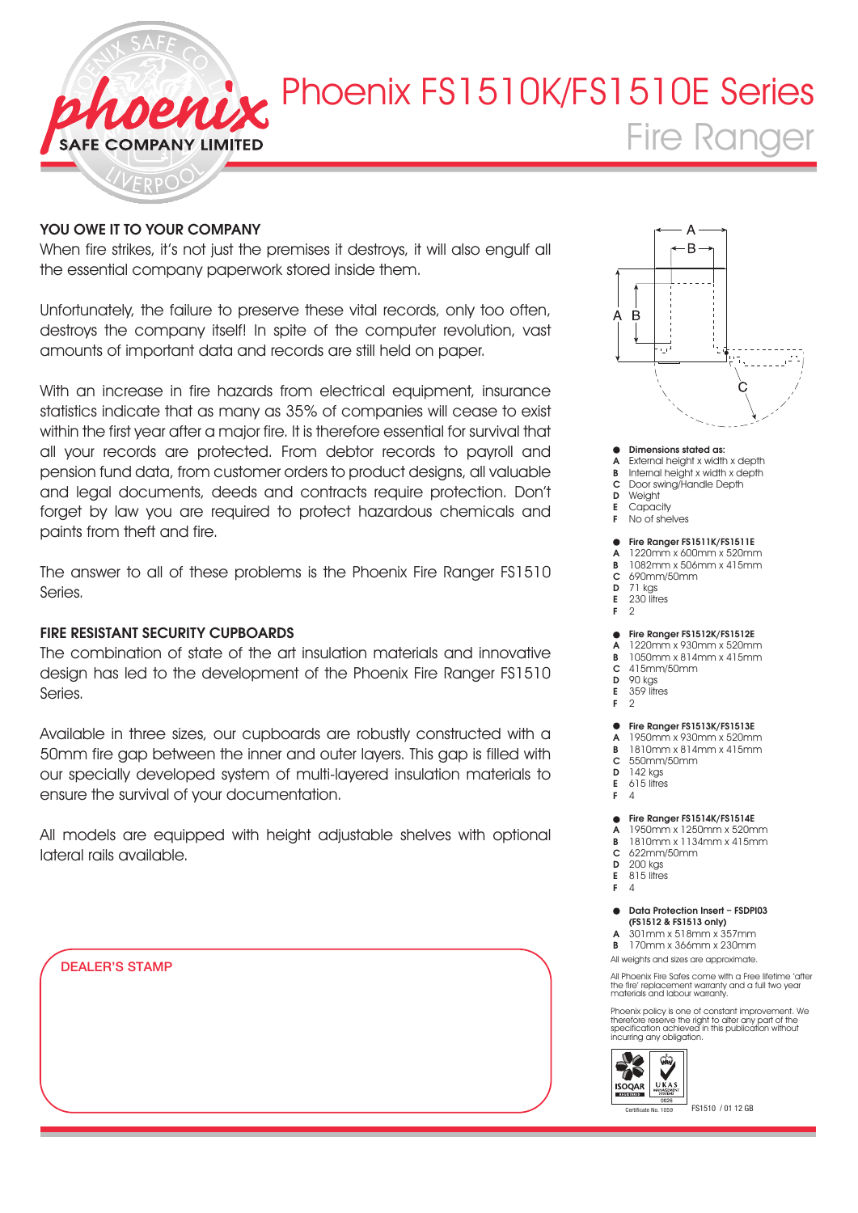# Phoenix FS1510K/FS1510E Series

## Fire Ranger

### YOU OWE IT TO YOUR COMPANY

When fire strikes, it's not just the premises it destroys, it will also engulf all the essential company paperwork stored inside them.

Unfortunately, the failure to preserve these vital records, only too often, destroys the company itself! In spite of the computer revolution, vast amounts of important data and records are still held on paper.

With an increase in fire hazards from electrical equipment, insurance statistics indicate that as many as 35% of companies will cease to exist within the first year after a major fire. It is therefore essential for survival that all your records are protected. From debtor records to payroll and pension fund data, from customer orders to product designs, all valuable and legal documents, deeds and contracts require protection. Don't forget by law you are required to protect hazardous chemicals and paints from theft and fire.

The answer to all of these problems is the Phoenix Fire Ranger FS1510 Series.

### FIRE RESISTANT SECURITY CUPBOARDS

The combination of state of the art insulation materials and innovative design has led to the development of the Phoenix Fire Ranger FS1510 Series.

Available in three sizes, our cupboards are robustly constructed with a 50mm fire gap between the inner and outer layers. This gap is filled with our specially developed system of multi-layered insulation materials to ensure the survival of your documentation.

All models are equipped with height adjustable shelves with optional lateral rails available.

DEALER'S STAMP

A
B
A B
C

- **Dimensions stated as:**
  - **A** External height x width x depth
  - **B** Internal height x width x depth
  - **C** Door swing/Handle Depth
  - **D** Weight
  - **E** Capacity
  - **F** No of shelves

- **Fire Ranger FS1511K/FS1511E**
  - **A** 1220mm x 600mm x 520mm
  - **B** 1082mm x 506mm x 415mm
  - **C** 690mm/50mm
  - **D** 71 kgs
  - **E** 230 litres
  - **F** 2

- **Fire Ranger FS1512K/FS1512E**
  - **A** 1220mm x 930mm x 520mm
  - **B** 1050mm x 814mm x 415mm
  - **C** 415mm/50mm
  - **D** 90 kgs
  - **E** 359 litres
  - **F** 2

- **Fire Ranger FS1513K/FS1513E**
  - **A** 1950mm x 930mm x 520mm
  - **B** 1810mm x 814mm x 415mm
  - **C** 550mm/50mm
  - **D** 142 kgs
  - **E** 615 litres
  - **F** 4

- **Fire Ranger FS1514K/FS1514E**
  - **A** 1950mm x 1250mm x 520mm
  - **B** 1810mm x 1134mm x 415mm
  - **C** 622mm/50mm
  - **D** 200 kgs
  - **E** 815 litres
  - **F** 4

- **Data Protection Insert – FSDPI03 (FS1512 & FS1513 only)**
  - **A** 301mm x 518mm x 357mm
  - **B** 170mm x 366mm x 230mm

All weights and sizes are approximate.

All Phoenix Fire Safes come with a Free lifetime 'after the fire' replacement warranty and a full two year materials and labour warranty.

Phoenix policy is one of constant improvement. We therefore reserve the right to alter any part of the specification achieved in this publication without incurring any obligation.

ISOQAR UKAS MANAGEMENT SYSTEMS 0026

Certificate No. 1059

FS1510 / 01 12 GB